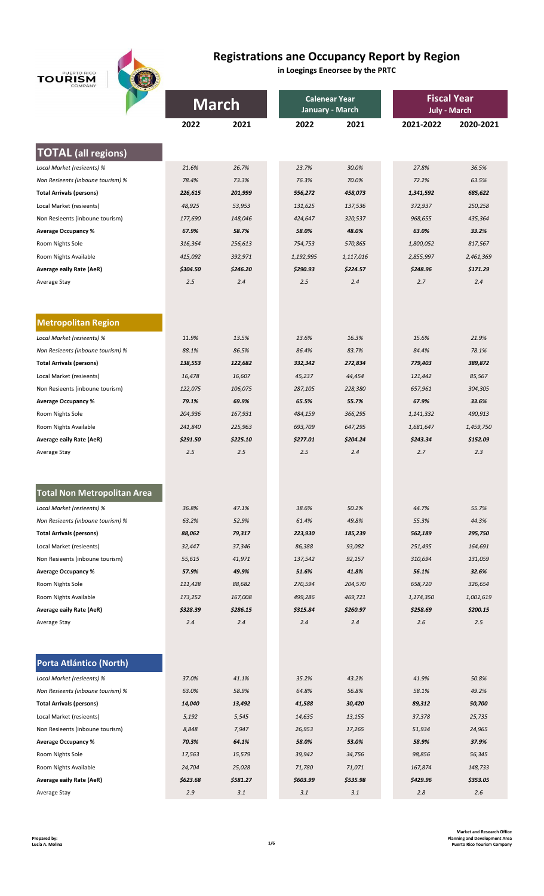# Registrations ane Occupancy Report by Region

**in Loegings Eneorsee by the PRTC**

| | March | | Calenear Year January - March | | Fiscal Year July - March | |
|---|---|---|---|---|---|---|
| | 2022 | 2021 | 2022 | 2021 | 2021-2022 | 2020-2021 |
| **TOTAL (all regions)** | | | | | | |
| *Local Market (resieents) %* | 21.6% | 26.7% | 23.7% | 30.0% | 27.8% | 36.5% |
| *Non Resieents (inboune tourism) %* | 78.4% | 73.3% | 76.3% | 70.0% | 72.2% | 63.5% |
| **Total Arrivals (persons)** | 226,615 | 201,999 | 556,272 | 458,073 | 1,341,592 | 685,622 |
| Local Market (resieents) | 48,925 | 53,953 | 131,625 | 137,536 | 372,937 | 250,258 |
| Non Resieents (inboune tourism) | 177,690 | 148,046 | 424,647 | 320,537 | 968,655 | 435,364 |
| **Average Occupancy %** | 67.9% | 58.7% | 58.0% | 48.0% | 63.0% | 33.2% |
| Room Nights Sole | 316,364 | 256,613 | 754,753 | 570,865 | 1,800,052 | 817,567 |
| Room Nights Available | 415,092 | 392,971 | 1,192,995 | 1,117,016 | 2,855,997 | 2,461,369 |
| **Average eaily Rate (AeR)** | $304.50 | $246.20 | $290.93 | $224.57 | $248.96 | $171.29 |
| Average Stay | 2.5 | 2.4 | 2.5 | 2.4 | 2.7 | 2.4 |
| **Metropolitan Region** | | | | | | |
| *Local Market (resieents) %* | 11.9% | 13.5% | 13.6% | 16.3% | 15.6% | 21.9% |
| *Non Resieents (inboune tourism) %* | 88.1% | 86.5% | 86.4% | 83.7% | 84.4% | 78.1% |
| **Total Arrivals (persons)** | 138,553 | 122,682 | 332,342 | 272,834 | 779,403 | 389,872 |
| Local Market (resieents) | 16,478 | 16,607 | 45,237 | 44,454 | 121,442 | 85,567 |
| Non Resieents (inboune tourism) | 122,075 | 106,075 | 287,105 | 228,380 | 657,961 | 304,305 |
| **Average Occupancy %** | 79.1% | 69.9% | 65.5% | 55.7% | 67.9% | 33.6% |
| Room Nights Sole | 204,936 | 167,931 | 484,159 | 366,295 | 1,141,332 | 490,913 |
| Room Nights Available | 241,840 | 225,963 | 693,709 | 647,295 | 1,681,647 | 1,459,750 |
| **Average eaily Rate (AeR)** | $291.50 | $225.10 | $277.01 | $204.24 | $243.34 | $152.09 |
| Average Stay | 2.5 | 2.5 | 2.5 | 2.4 | 2.7 | 2.3 |
| **Total Non Metropolitan Area** | | | | | | |
| *Local Market (resieents) %* | 36.8% | 47.1% | 38.6% | 50.2% | 44.7% | 55.7% |
| *Non Resieents (inboune tourism) %* | 63.2% | 52.9% | 61.4% | 49.8% | 55.3% | 44.3% |
| **Total Arrivals (persons)** | 88,062 | 79,317 | 223,930 | 185,239 | 562,189 | 295,750 |
| Local Market (resieents) | 32,447 | 37,346 | 86,388 | 93,082 | 251,495 | 164,691 |
| Non Resieents (inboune tourism) | 55,615 | 41,971 | 137,542 | 92,157 | 310,694 | 131,059 |
| **Average Occupancy %** | 57.9% | 49.9% | 51.6% | 41.8% | 56.1% | 32.6% |
| Room Nights Sole | 111,428 | 88,682 | 270,594 | 204,570 | 658,720 | 326,654 |
| Room Nights Available | 173,252 | 167,008 | 499,286 | 469,721 | 1,174,350 | 1,001,619 |
| **Average eaily Rate (AeR)** | $328.39 | $286.15 | $315.84 | $260.97 | $258.69 | $200.15 |
| Average Stay | 2.4 | 2.4 | 2.4 | 2.4 | 2.6 | 2.5 |
| **Porta Atlántico (North)** | | | | | | |
| *Local Market (resieents) %* | 37.0% | 41.1% | 35.2% | 43.2% | 41.9% | 50.8% |
| *Non Resieents (inboune tourism) %* | 63.0% | 58.9% | 64.8% | 56.8% | 58.1% | 49.2% |
| **Total Arrivals (persons)** | 14,040 | 13,492 | 41,588 | 30,420 | 89,312 | 50,700 |
| Local Market (resieents) | 5,192 | 5,545 | 14,635 | 13,155 | 37,378 | 25,735 |
| Non Resieents (inboune tourism) | 8,848 | 7,947 | 26,953 | 17,265 | 51,934 | 24,965 |
| **Average Occupancy %** | 70.3% | 64.1% | 58.0% | 53.0% | 58.9% | 37.9% |
| Room Nights Sole | 17,563 | 15,579 | 39,942 | 34,756 | 98,856 | 56,345 |
| Room Nights Available | 24,704 | 25,028 | 71,780 | 71,071 | 167,874 | 148,733 |
| **Average eaily Rate (AeR)** | $623.68 | $581.27 | $603.99 | $535.98 | $429.96 | $353.05 |
| Average Stay | 2.9 | 3.1 | 3.1 | 3.1 | 2.8 | 2.6 |

**Prepared by:**
**Lucia A. Molina**

**Market and Research Office**
**Planning and Development Area**
**Puerto Rico Tourism Company**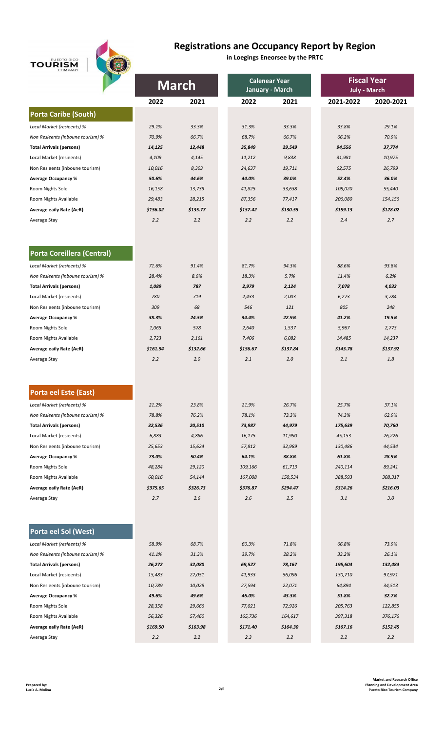# Registrations ane Occupancy Report by Region

**in Loegings Eneorsee by the PRTC**

| | March | | Calenear Year January - March | | Fiscal Year July - March | |
|---|---|---|---|---|---|---|
| | **2022** | **2021** | **2022** | **2021** | **2021-2022** | **2020-2021** |
| **Porta Caribe (South)** | | | | | | |
| *Local Market (resieents) %* | *29.1%* | *33.3%* | *31.3%* | *33.3%* | *33.8%* | *29.1%* |
| *Non Resieents (inboune tourism) %* | *70.9%* | *66.7%* | *68.7%* | *66.7%* | *66.2%* | *70.9%* |
| **Total Arrivals (persons)** | ***14,125*** | ***12,448*** | ***35,849*** | ***29,549*** | ***94,556*** | ***37,774*** |
| Local Market (resieents) | *4,109* | *4,145* | *11,212* | *9,838* | *31,981* | *10,975* |
| Non Resieents (inboune tourism) | *10,016* | *8,303* | *24,637* | *19,711* | *62,575* | *26,799* |
| **Average Occupancy %** | ***50.6%*** | ***44.6%*** | ***44.0%*** | ***39.0%*** | ***52.4%*** | ***36.0%*** |
| Room Nights Sole | *16,158* | *13,739* | *41,825* | *33,638* | *108,020* | *55,440* |
| Room Nights Available | *29,483* | *28,215* | *87,356* | *77,417* | *206,080* | *154,156* |
| **Average eaily Rate (AeR)** | ***$156.02*** | ***$135.77*** | ***$157.42*** | ***$130.55*** | ***$159.13*** | ***$128.02*** |
| Average Stay | *2.2* | *2.2* | *2.2* | *2.2* | *2.4* | *2.7* |
| | | | | | | |
| **Porta Coreillera (Central)** | | | | | | |
| *Local Market (resieents) %* | *71.6%* | *91.4%* | *81.7%* | *94.3%* | *88.6%* | *93.8%* |
| *Non Resieents (inboune tourism) %* | *28.4%* | *8.6%* | *18.3%* | *5.7%* | *11.4%* | *6.2%* |
| **Total Arrivals (persons)** | ***1,089*** | ***787*** | ***2,979*** | ***2,124*** | ***7,078*** | ***4,032*** |
| Local Market (resieents) | *780* | *719* | *2,433* | *2,003* | *6,273* | *3,784* |
| Non Resieents (inboune tourism) | *309* | *68* | *546* | *121* | *805* | *248* |
| **Average Occupancy %** | ***38.3%*** | ***24.5%*** | ***34.4%*** | ***22.9%*** | ***41.2%*** | ***19.5%*** |
| Room Nights Sole | *1,065* | *578* | *2,640* | *1,537* | *5,967* | *2,773* |
| Room Nights Available | *2,723* | *2,161* | *7,406* | *6,082* | *14,485* | *14,237* |
| **Average eaily Rate (AeR)** | ***$161.94*** | ***$132.66*** | ***$156.67*** | ***$137.84*** | ***$143.78*** | ***$137.92*** |
| Average Stay | *2.2* | *2.0* | *2.1* | *2.0* | *2.1* | *1.8* |
| | | | | | | |
| **Porta eel Este (East)** | | | | | | |
| *Local Market (resieents) %* | *21.2%* | *23.8%* | *21.9%* | *26.7%* | *25.7%* | *37.1%* |
| *Non Resieents (inboune tourism) %* | *78.8%* | *76.2%* | *78.1%* | *73.3%* | *74.3%* | *62.9%* |
| **Total Arrivals (persons)** | ***32,536*** | ***20,510*** | ***73,987*** | ***44,979*** | ***175,639*** | ***70,760*** |
| Local Market (resieents) | *6,883* | *4,886* | *16,175* | *11,990* | *45,153* | *26,226* |
| Non Resieents (inboune tourism) | *25,653* | *15,624* | *57,812* | *32,989* | *130,486* | *44,534* |
| **Average Occupancy %** | ***73.0%*** | ***50.4%*** | ***64.1%*** | ***38.8%*** | ***61.8%*** | ***28.9%*** |
| Room Nights Sole | *48,284* | *29,120* | *109,166* | *61,713* | *240,114* | *89,241* |
| Room Nights Available | *60,016* | *54,144* | *167,008* | *150,534* | *388,593* | *308,317* |
| **Average eaily Rate (AeR)** | ***$375.65*** | ***$326.73*** | ***$376.87*** | ***$294.47*** | ***$314.26*** | ***$216.03*** |
| Average Stay | *2.7* | *2.6* | *2.6* | *2.5* | *3.1* | *3.0* |
| | | | | | | |
| **Porta eel Sol (West)** | | | | | | |
| *Local Market (resieents) %* | *58.9%* | *68.7%* | *60.3%* | *71.8%* | *66.8%* | *73.9%* |
| *Non Resieents (inboune tourism) %* | *41.1%* | *31.3%* | *39.7%* | *28.2%* | *33.2%* | *26.1%* |
| **Total Arrivals (persons)** | ***26,272*** | ***32,080*** | ***69,527*** | ***78,167*** | ***195,604*** | ***132,484*** |
| Local Market (resieents) | *15,483* | *22,051* | *41,933* | *56,096* | *130,710* | *97,971* |
| Non Resieents (inboune tourism) | *10,789* | *10,029* | *27,594* | *22,071* | *64,894* | *34,513* |
| **Average Occupancy %** | ***49.6%*** | ***49.6%*** | ***46.0%*** | ***43.3%*** | ***51.8%*** | ***32.7%*** |
| Room Nights Sole | *28,358* | *29,666* | *77,021* | *72,926* | *205,763* | *122,855* |
| Room Nights Available | *56,326* | *57,460* | *165,736* | *164,617* | *397,318* | *376,176* |
| **Average eaily Rate (AeR)** | ***$169.50*** | ***$163.98*** | ***$171.40*** | ***$164.30*** | ***$167.16*** | ***$152.45*** |
| Average Stay | *2.2* | *2.2* | *2.3* | *2.2* | *2.2* | *2.2* |

**Prepared by:**
**Lucia A. Molina**

**Market and Research Office**
**Planning and Development Area**
**Puerto Rico Tourism Company**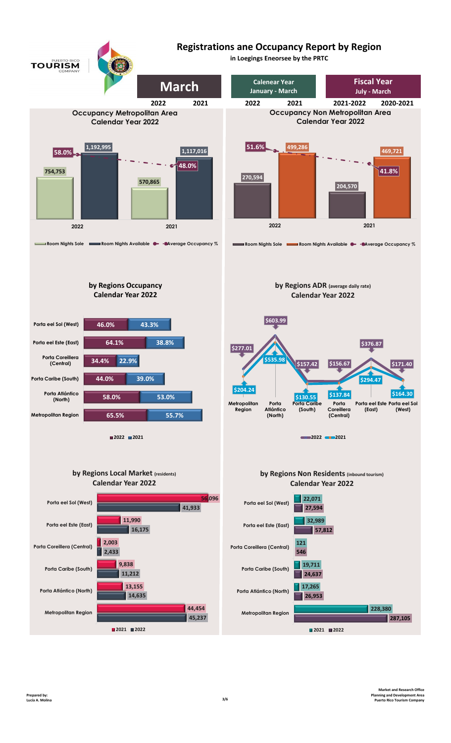# Registrations ane Occupancy Report by Region

**in Loegings Eneorsee by the PRTC**

| March | | Calenear Year January - March | | Fiscal Year July - March | |
|---|---|---|---|---|---|
| 2022 | 2021 | 2022 | 2021 | 2021-2022 | 2020-2021 |

## Occupancy Metropolitan Area Calendar Year 2022

| | Room Nights Sole | Room Nights Available | Average Occupancy % |
|---|---|---|---|
| 2022 | 754,753 | 1,192,995 | 58.0% |
| 2021 | 570,865 | 1,117,016 | 48.0% |

## Occupancy Non Metropolitan Area Calendar Year 2022

| | Room Nights Sole | Room Nights Available | Average Occupancy % |
|---|---|---|---|
| 2022 | 270,594 | 499,286 | 51.6% |
| 2021 | 204,570 | 469,721 | 41.8% |

## by Regions Occupancy Calendar Year 2022

| Region | 2022 | 2021 |
|---|---|---|
| Porta eel Sol (West) | 46.0% | 43.3% |
| Porta eel Este (East) | 64.1% | 38.8% |
| Porta Coreillera (Central) | 34.4% | 22.9% |
| Porta Caribe (South) | 44.0% | 39.0% |
| Porta Atlántico (North) | 58.0% | 53.0% |
| Metropolitan Region | 65.5% | 55.7% |

## by Regions ADR (average daily rate) Calendar Year 2022

| Region | 2022 | 2021 |
|---|---|---|
| Metropolitan Region | $277.01 | $204.24 |
| Porta Atlántico (North) | $603.99 | $535.98 |
| Porta Caribe (South) | $157.42 | $130.55 |
| Porta Coreillera (Central) | $156.67 | $137.84 |
| Porta eel Este (East) | $376.87 | $294.47 |
| Porta eel Sol (West) | $171.40 | $164.30 |

## by Regions Local Market (residents) Calendar Year 2022

| Region | 2021 | 2022 |
|---|---|---|
| Porta eel Sol (West) | 56,096 | 41,933 |
| Porta eel Este (East) | 11,990 | 16,175 |
| Porta Coreillera (Central) | 2,003 | 2,433 |
| Porta Caribe (South) | 9,838 | 11,212 |
| Porta Atlántico (North) | 13,155 | 14,635 |
| Metropolitan Region | 44,454 | 45,237 |

## by Regions Non Residents (inbound tourism) Calendar Year 2022

| Region | 2021 | 2022 |
|---|---|---|
| Porta eel Sol (West) | 22,071 | 27,594 |
| Porta eel Este (East) | 32,989 | 57,812 |
| Porta Coreillera (Central) | 121 | 546 |
| Porta Caribe (South) | 19,711 | 24,637 |
| Porta Atlántico (North) | 17,265 | 26,953 |
| Metropolitan Region | 228,380 | 287,105 |

Prepared by:
Lucia A. Molina

Market and Research Office
Planning and Development Area
Puerto Rico Tourism Company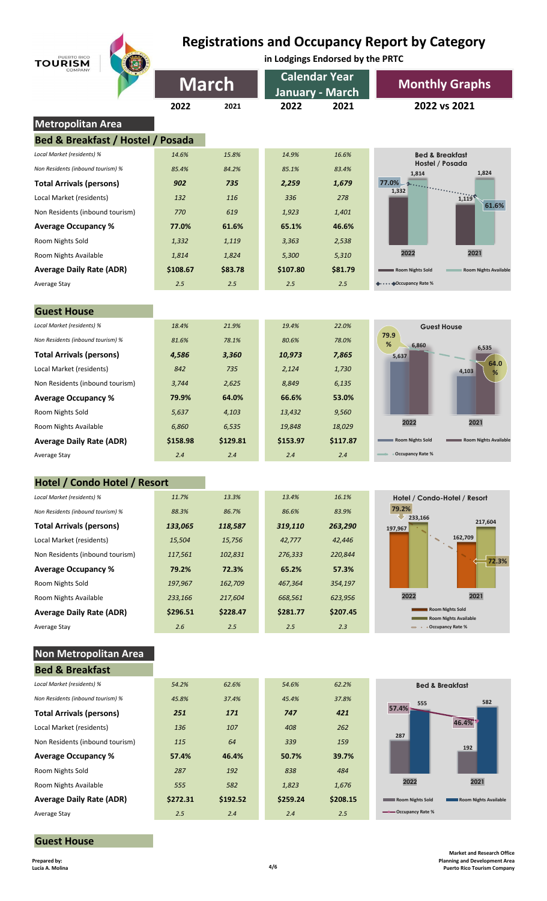# Registrations and Occupancy Report by Category

**in Lodgings Endorsed by the PRTC**

PUERTO RICO TOURISM COMPANY

## Metropolitan Area

### Bed & Breakfast / Hostel / Posada

| | March 2022 | March 2021 | Calendar Year January - March 2022 | Calendar Year January - March 2021 |
|---|---|---|---|---|
| *Local Market (residents) %* | *14.6%* | *15.8%* | *14.9%* | *16.6%* |
| *Non Residents (inbound tourism) %* | *85.4%* | *84.2%* | *85.1%* | *83.4%* |
| **Total Arrivals (persons)** | ***902*** | ***735*** | ***2,259*** | ***1,679*** |
| Local Market (residents) | *132* | *116* | *336* | *278* |
| Non Residents (inbound tourism) | *770* | *619* | *1,923* | *1,401* |
| **Average Occupancy %** | **77.0%** | **61.6%** | **65.1%** | **46.6%** |
| Room Nights Sold | *1,332* | *1,119* | *3,363* | *2,538* |
| Room Nights Available | *1,814* | *1,824* | *5,300* | *5,310* |
| **Average Daily Rate (ADR)** | **$108.67** | **$83.78** | **$107.80** | **$81.79** |
| Average Stay | *2.5* | *2.5* | *2.5* | *2.5* |

Monthly Graphs 2022 vs 2021 — Bed & Breakfast Hostel / Posada

| | 2022 | 2021 |
|---|---|---|
| Room Nights Sold | 1,332 | 1,119 |
| Room Nights Available | 1,814 | 1,824 |
| Occupancy Rate % | 77.0% | 61.6% |

### Guest House

| | March 2022 | March 2021 | Calendar Year January - March 2022 | Calendar Year January - March 2021 |
|---|---|---|---|---|
| *Local Market (residents) %* | *18.4%* | *21.9%* | *19.4%* | *22.0%* |
| *Non Residents (inbound tourism) %* | *81.6%* | *78.1%* | *80.6%* | *78.0%* |
| **Total Arrivals (persons)** | ***4,586*** | ***3,360*** | ***10,973*** | ***7,865*** |
| Local Market (residents) | *842* | *735* | *2,124* | *1,730* |
| Non Residents (inbound tourism) | *3,744* | *2,625* | *8,849* | *6,135* |
| **Average Occupancy %** | **79.9%** | **64.0%** | **66.6%** | **53.0%** |
| Room Nights Sold | *5,637* | *4,103* | *13,432* | *9,560* |
| Room Nights Available | *6,860* | *6,535* | *19,848* | *18,029* |
| **Average Daily Rate (ADR)** | **$158.98** | **$129.81** | **$153.97** | **$117.87** |
| Average Stay | *2.4* | *2.4* | *2.4* | *2.4* |

Monthly Graphs 2022 vs 2021 — Guest House

| | 2022 | 2021 |
|---|---|---|
| Room Nights Sold | 5,637 | 4,103 |
| Room Nights Available | 6,860 | 6,535 |
| Occupancy Rate % | 79.9% | 64.0% |

### Hotel / Condo Hotel / Resort

| | March 2022 | March 2021 | Calendar Year January - March 2022 | Calendar Year January - March 2021 |
|---|---|---|---|---|
| *Local Market (residents) %* | *11.7%* | *13.3%* | *13.4%* | *16.1%* |
| *Non Residents (inbound tourism) %* | *88.3%* | *86.7%* | *86.6%* | *83.9%* |
| **Total Arrivals (persons)** | ***133,065*** | ***118,587*** | ***319,110*** | ***263,290*** |
| Local Market (residents) | *15,504* | *15,756* | *42,777* | *42,446* |
| Non Residents (inbound tourism) | *117,561* | *102,831* | *276,333* | *220,844* |
| **Average Occupancy %** | **79.2%** | **72.3%** | **65.2%** | **57.3%** |
| Room Nights Sold | *197,967* | *162,709* | *467,364* | *354,197* |
| Room Nights Available | *233,166* | *217,604* | *668,561* | *623,956* |
| **Average Daily Rate (ADR)** | **$296.51** | **$228.47** | **$281.77** | **$207.45** |
| Average Stay | *2.6* | *2.5* | *2.5* | *2.3* |

Monthly Graphs 2022 vs 2021 — Hotel / Condo-Hotel / Resort

| | 2022 | 2021 |
|---|---|---|
| Room Nights Sold | 197,967 | 162,709 |
| Room Nights Available | 233,166 | 217,604 |
| Occupancy Rate % | 79.2% | 72.3% |

## Non Metropolitan Area

### Bed & Breakfast

| | March 2022 | March 2021 | Calendar Year January - March 2022 | Calendar Year January - March 2021 |
|---|---|---|---|---|
| *Local Market (residents) %* | *54.2%* | *62.6%* | *54.6%* | *62.2%* |
| *Non Residents (inbound tourism) %* | *45.8%* | *37.4%* | *45.4%* | *37.8%* |
| **Total Arrivals (persons)** | ***251*** | ***171*** | ***747*** | ***421*** |
| Local Market (residents) | *136* | *107* | *408* | *262* |
| Non Residents (inbound tourism) | *115* | *64* | *339* | *159* |
| **Average Occupancy %** | **57.4%** | **46.4%** | **50.7%** | **39.7%** |
| Room Nights Sold | *287* | *192* | *838* | *484* |
| Room Nights Available | *555* | *582* | *1,823* | *1,676* |
| **Average Daily Rate (ADR)** | **$272.31** | **$192.52** | **$259.24** | **$208.15** |
| Average Stay | *2.5* | *2.4* | *2.4* | *2.5* |

Monthly Graphs 2022 vs 2021 — Bed & Breakfast

| | 2022 | 2021 |
|---|---|---|
| Room Nights Sold | 287 | 192 |
| Room Nights Available | 555 | 582 |
| Occupancy Rate % | 57.4% | 46.4% |

### Guest House

Prepared by:
Lucia A. Molina

Market and Research Office
Planning and Development Area
Puerto Rico Tourism Company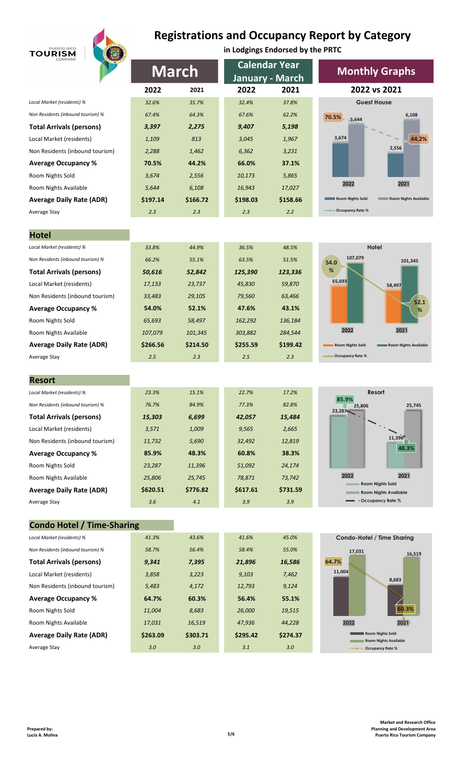# Registrations and Occupancy Report by Category

**in Lodgings Endorsed by the PRTC**

## Guest House

| | March 2022 | March 2021 | Calendar Year January - March 2022 | Calendar Year January - March 2021 |
|---|---|---|---|---|
| *Local Market (residents) %* | *32.6%* | *35.7%* | *32.4%* | *37.8%* |
| *Non Residents (inbound tourism) %* | *67.4%* | *64.3%* | *67.6%* | *62.2%* |
| **Total Arrivals (persons)** | ***3,397*** | ***2,275*** | ***9,407*** | ***5,198*** |
| Local Market (residents) | *1,109* | *813* | *3,045* | *1,967* |
| Non Residents (inbound tourism) | *2,288* | *1,462* | *6,362* | *3,231* |
| **Average Occupancy %** | **70.5%** | **44.2%** | **66.0%** | **37.1%** |
| Room Nights Sold | *3,674* | *2,556* | *10,173* | *5,865* |
| Room Nights Available | *5,644* | *6,108* | *16,943* | *17,027* |
| **Average Daily Rate (ADR)** | **$197.14** | **$166.72** | **$198.03** | **$158.66** |
| Average Stay | *2.3* | *2.3* | *2.3* | *2.2* |

## Hotel

| | March 2022 | March 2021 | Calendar Year January - March 2022 | Calendar Year January - March 2021 |
|---|---|---|---|---|
| *Local Market (residents) %* | *33.8%* | *44.9%* | *36.5%* | *48.5%* |
| *Non Residents (inbound tourism) %* | *66.2%* | *55.1%* | *63.5%* | *51.5%* |
| **Total Arrivals (persons)** | ***50,616*** | ***52,842*** | ***125,390*** | ***123,336*** |
| Local Market (residents) | *17,133* | *23,737* | *45,830* | *59,870* |
| Non Residents (inbound tourism) | *33,483* | *29,105* | *79,560* | *63,466* |
| **Average Occupancy %** | **54.0%** | **52.1%** | **47.6%** | **43.1%** |
| Room Nights Sold | *65,693* | *58,497* | *162,292* | *136,184* |
| Room Nights Available | *107,079* | *101,345* | *303,882* | *284,544* |
| **Average Daily Rate (ADR)** | **$266.56** | **$214.50** | **$255.59** | **$199.42** |
| Average Stay | *2.5* | *2.3* | *2.5* | *2.3* |

## Resort

| | March 2022 | March 2021 | Calendar Year January - March 2022 | Calendar Year January - March 2021 |
|---|---|---|---|---|
| *Local Market (residents) %* | *23.3%* | *15.1%* | *22.7%* | *17.2%* |
| *Non Residents (inbound tourism) %* | *76.7%* | *84.9%* | *77.3%* | *82.8%* |
| **Total Arrivals (persons)** | ***15,303*** | ***6,699*** | ***42,057*** | ***15,484*** |
| Local Market (residents) | *3,571* | *1,009* | *9,565* | *2,665* |
| Non Residents (inbound tourism) | *11,732* | *5,690* | *32,492* | *12,819* |
| **Average Occupancy %** | **85.9%** | **48.3%** | **60.8%** | **38.3%** |
| Room Nights Sold | *23,287* | *11,396* | *51,092* | *24,174* |
| Room Nights Available | *25,806* | *25,745* | *78,871* | *73,742* |
| **Average Daily Rate (ADR)** | **$620.51** | **$776.82** | **$617.61** | **$731.59** |
| Average Stay | *3.6* | *4.1* | *3.9* | *3.9* |

## Condo Hotel / Time-Sharing

| | March 2022 | March 2021 | Calendar Year January - March 2022 | Calendar Year January - March 2021 |
|---|---|---|---|---|
| *Local Market (residents) %* | *41.3%* | *43.6%* | *41.6%* | *45.0%* |
| *Non Residents (inbound tourism) %* | *58.7%* | *56.4%* | *58.4%* | *55.0%* |
| **Total Arrivals (persons)** | ***9,341*** | ***7,395*** | ***21,896*** | ***16,586*** |
| Local Market (residents) | *3,858* | *3,223* | *9,103* | *7,462* |
| Non Residents (inbound tourism) | *5,483* | *4,172* | *12,793* | *9,124* |
| **Average Occupancy %** | **64.7%** | **60.3%** | **56.4%** | **55.1%** |
| Room Nights Sold | *11,004* | *8,683* | *26,000* | *19,515* |
| Room Nights Available | *17,031* | *16,519* | *47,936* | *44,228* |
| **Average Daily Rate (ADR)** | **$263.09** | **$303.71** | **$295.42** | **$274.37** |
| Average Stay | *3.0* | *3.0* | *3.1* | *3.0* |

## Monthly Graphs — 2022 vs 2021

**Guest House** — 2022: Room Nights Sold 3,674; Room Nights Available 5,644; Occupancy Rate 70.5%. 2021: Room Nights Sold 2,556; Room Nights Available 6,108; Occupancy Rate 44.2%.

**Hotel** — 2022: Room Nights Sold 65,693; Room Nights Available 107,079; Occupancy Rate 54.0%. 2021: Room Nights Sold 58,497; Room Nights Available 101,345; Occupancy Rate 52.1%.

**Resort** — 2022: Room Nights Sold 23,287; Room Nights Available 25,806; Occupancy Rate 85.9%. 2021: Room Nights Sold 11,396; Room Nights Available 25,745; Occupancy Rate 48.3%.

**Condo-Hotel / Time Sharing** — 2022: Room Nights Sold 11,004; Room Nights Available 17,031; Occupancy Rate 64.7%. 2021: Room Nights Sold 8,683; Room Nights Available 16,519; Occupancy Rate 60.3%.

**Prepared by:**
**Lucia A. Molina**

**Market and Research Office**
**Planning and Development Area**
**Puerto Rico Tourism Company**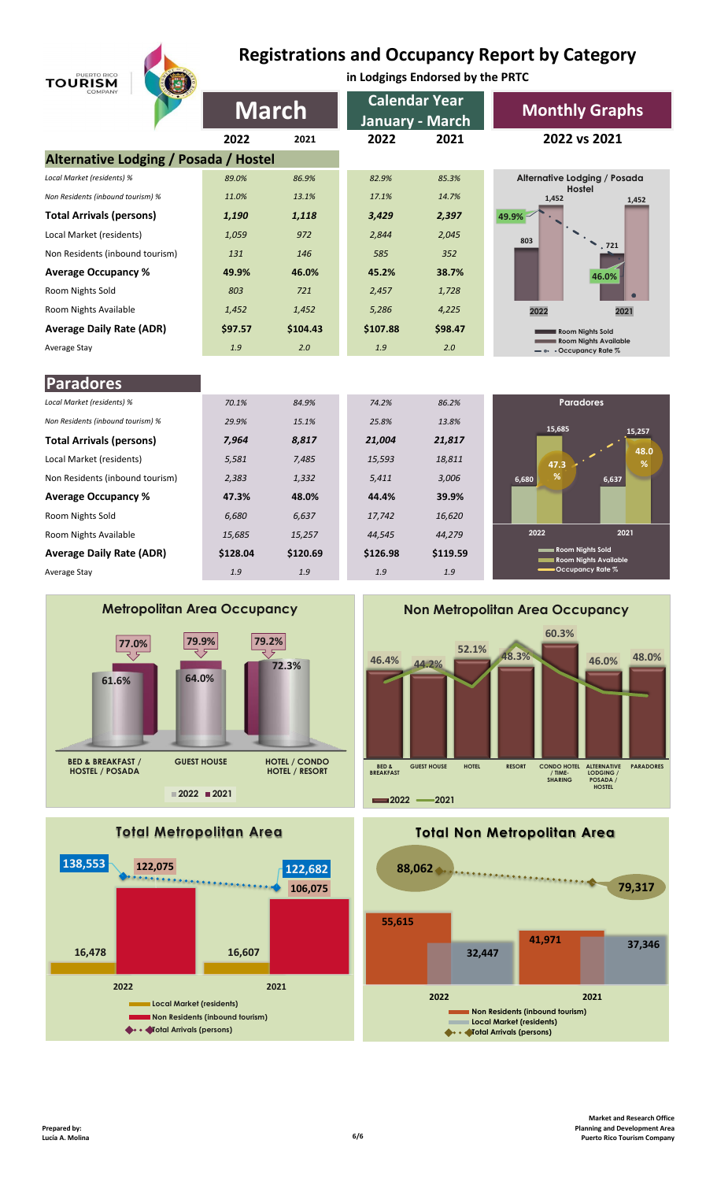PUERTO RICO TOURISM COMPANY

# Registrations and Occupancy Report by Category

**in Lodgings Endorsed by the PRTC**

| | March 2022 | March 2021 | Calendar Year January - March 2022 | Calendar Year January - March 2021 |
|---|---|---|---|---|
| **Alternative Lodging / Posada / Hostel** | | | | |
| *Local Market (residents) %* | *89.0%* | *86.9%* | *82.9%* | *85.3%* |
| *Non Residents (inbound tourism) %* | *11.0%* | *13.1%* | *17.1%* | *14.7%* |
| **Total Arrivals (persons)** | ***1,190*** | ***1,118*** | ***3,429*** | ***2,397*** |
| Local Market (residents) | *1,059* | *972* | *2,844* | *2,045* |
| Non Residents (inbound tourism) | *131* | *146* | *585* | *352* |
| **Average Occupancy %** | **49.9%** | **46.0%** | **45.2%** | **38.7%** |
| Room Nights Sold | *803* | *721* | *2,457* | *1,728* |
| Room Nights Available | *1,452* | *1,452* | *5,286* | *4,225* |
| **Average Daily Rate (ADR)** | **$97.57** | **$104.43** | **$107.88** | **$98.47** |
| Average Stay | *1.9* | *2.0* | *1.9* | *2.0* |
| **Paradores** | | | | |
| *Local Market (residents) %* | *70.1%* | *84.9%* | *74.2%* | *86.2%* |
| *Non Residents (inbound tourism) %* | *29.9%* | *15.1%* | *25.8%* | *13.8%* |
| **Total Arrivals (persons)** | ***7,964*** | ***8,817*** | ***21,004*** | ***21,817*** |
| Local Market (residents) | *5,581* | *7,485* | *15,593* | *18,811* |
| Non Residents (inbound tourism) | *2,383* | *1,332* | *5,411* | *3,006* |
| **Average Occupancy %** | **47.3%** | **48.0%** | **44.4%** | **39.9%** |
| Room Nights Sold | *6,680* | *6,637* | *17,742* | *16,620* |
| Room Nights Available | *15,685* | *15,257* | *44,545* | *44,279* |
| **Average Daily Rate (ADR)** | **$128.04** | **$120.69** | **$126.98** | **$119.59** |
| Average Stay | *1.9* | *1.9* | *1.9* | *1.9* |

## Monthly Graphs

**2022 vs 2021**

Alternative Lodging / Posada Hostel

1,452 1,452 49.9% 803 721 46.0%

2022 2021

Room Nights Sold | Room Nights Available | Occupancy Rate %

Paradores

15,685 15,257 47.3 % 48.0 % 6,680 6,637

2022 2021

Room Nights Sold | Room Nights Available | Occupancy Rate %

Metropolitan Area Occupancy

77.0% 79.9% 79.2% 61.6% 64.0% 72.3%

BED & BREAKFAST / HOSTEL / POSADA | GUEST HOUSE | HOTEL / CONDO HOTEL / RESORT

2022 2021

Non Metropolitan Area Occupancy

46.4% 44.2% 52.1% 48.3% 60.3% 46.0% 48.0%

BED & BREAKFAST | GUEST HOUSE | HOTEL | RESORT | CONDO HOTEL / TIME-SHARING | ALTERNATIVE LODGING / POSADA / HOSTEL | PARADORES

2022 2021

Total Metropolitan Area

138,553 122,075 122,682 106,075 16,478 16,607

2022 2021

Local Market (residents) | Non Residents (inbound tourism) | Total Arrivals (persons)

Total Non Metropolitan Area

88,062 79,317 55,615 32,447 41,971 37,346

2022 2021

Non Residents (inbound tourism) | Local Market (residents) | Total Arrivals (persons)

Prepared by:
Lucia A. Molina

Market and Research Office
Planning and Development Area
Puerto Rico Tourism Company